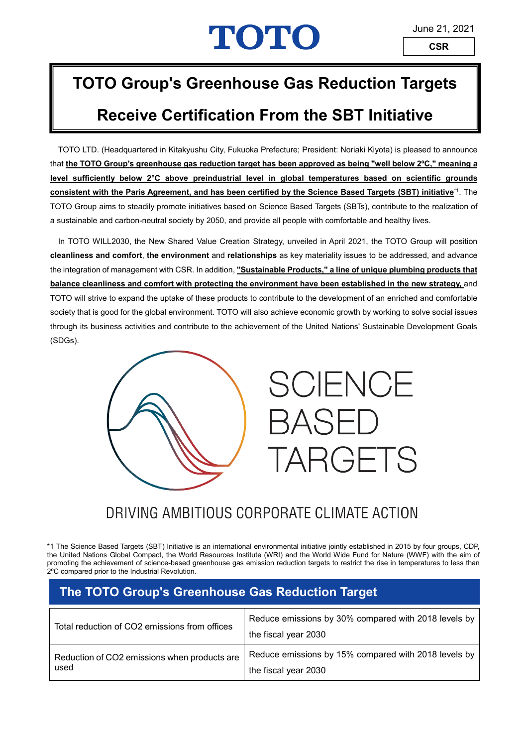TOTO

June 21, 2021

CSR

# TOTO Group's Greenhouse Gas Reduction Targets Receive Certification From the SBT Initiative

TOTO LTD. (Headquartered in Kitakyushu City, Fukuoka Prefecture; President: Noriaki Kiyota) is pleased to announce that **the TOTO Group's greenhouse gas reduction target has been approved as being "well below 2ºC," meaning a level sufficiently below 2°C above preindustrial level in global temperatures based on scientific grounds consistent with the Paris Agreement, and has been certified by the Science Based Targets (SBT) initiative**[*1]. The TOTO Group aims to steadily promote initiatives based on Science Based Targets (SBTs), contribute to the realization of a sustainable and carbon-neutral society by 2050, and provide all people with comfortable and healthy lives.

In TOTO WILL2030, the New Shared Value Creation Strategy, unveiled in April 2021, the TOTO Group will position **cleanliness and comfort**, **the environment** and **relationships** as key materiality issues to be addressed, and advance the integration of management with CSR. In addition, **"Sustainable Products," a line of unique plumbing products that balance cleanliness and comfort with protecting the environment have been established in the new strategy,** and TOTO will strive to expand the uptake of these products to contribute to the development of an enriched and comfortable society that is good for the global environment. TOTO will also achieve economic growth by working to solve social issues through its business activities and contribute to the achievement of the United Nations' Sustainable Development Goals (SDGs).

SCIENCE BASED TARGETS

DRIVING AMBITIOUS CORPORATE CLIMATE ACTION

*1 The Science Based Targets (SBT) Initiative is an international environmental initiative jointly established in 2015 by four groups, CDP, the United Nations Global Compact, the World Resources Institute (WRI) and the World Wide Fund for Nature (WWF) with the aim of promoting the achievement of science-based greenhouse gas emission reduction targets to restrict the rise in temperatures to less than 2ºC compared prior to the Industrial Revolution.

## The TOTO Group's Greenhouse Gas Reduction Target

| | |
|---|---|
| Total reduction of CO2 emissions from offices | Reduce emissions by 30% compared with 2018 levels by the fiscal year 2030 |
| Reduction of CO2 emissions when products are used | Reduce emissions by 15% compared with 2018 levels by the fiscal year 2030 |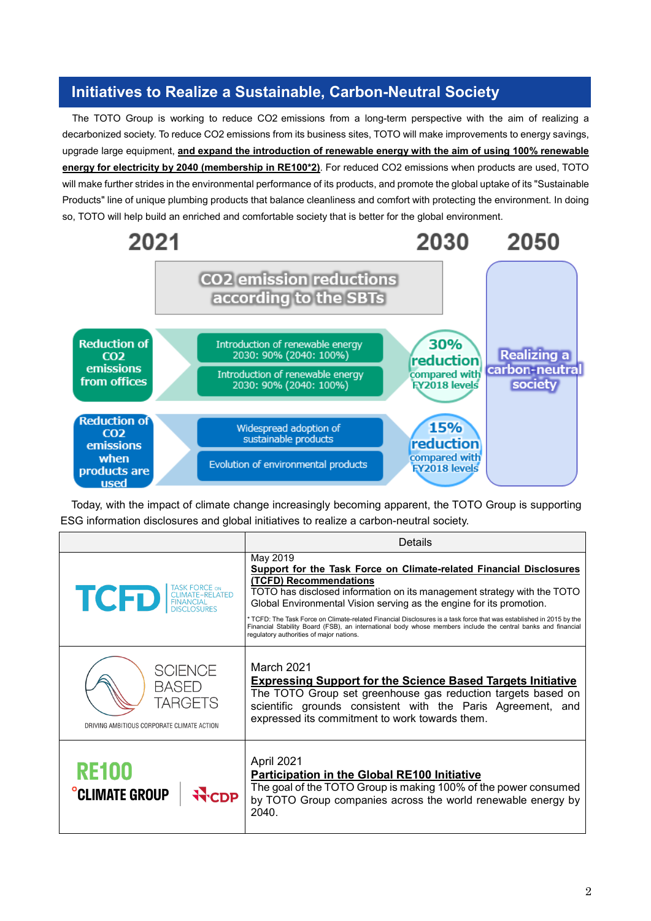## Initiatives to Realize a Sustainable, Carbon-Neutral Society

The TOTO Group is working to reduce $CO_2$ emissions from a long-term perspective with the aim of realizing a decarbonized society. To reduce $CO_2$ emissions from its business sites, TOTO will make improvements to energy savings, upgrade large equipment, **and expand the introduction of renewable energy with the aim of using 100% renewable energy for electricity by 2040 (membership in RE100\*2)**. For reduced $CO_2$ emissions when products are used, TOTO will make further strides in the environmental performance of its products, and promote the global uptake of its "Sustainable Products" line of unique plumbing products that balance cleanliness and comfort with protecting the environment. In doing so, TOTO will help build an enriched and comfortable society that is better for the global environment.

2021 | 2030 | 2050

**CO2 emission reductions according to the SBTs**

- **Reduction of CO2 emissions from offices**
  - Introduction of renewable energy 2030: 90% (2040: 100%)
  - Introduction of renewable energy 2030: 90% (2040: 100%)
  - → **30% reduction** compared with FY2018 levels
- **Reduction of CO2 emissions when products are used**
  - Widespread adoption of sustainable products
  - Evolution of environmental products
  - → **15% reduction** compared with FY2018 levels

**Realizing a carbon-neutral society**

Today, with the impact of climate change increasingly becoming apparent, the TOTO Group is supporting ESG information disclosures and global initiatives to realize a carbon-neutral society.

| | Details |
|---|---|
| TCFD TASK FORCE ON CLIMATE-RELATED FINANCIAL DISCLOSURES | May 2019<br>**Support for the Task Force on Climate-related Financial Disclosures (TCFD) Recommendations**<br>TOTO has disclosed information on its management strategy with the TOTO Global Environmental Vision serving as the engine for its promotion.<br>\* TCFD: The Task Force on Climate-related Financial Disclosures is a task force that was established in 2015 by the Financial Stability Board (FSB), an international body whose members include the central banks and financial regulatory authorities of major nations. |
| SCIENCE BASED TARGETS<br>DRIVING AMBITIOUS CORPORATE CLIMATE ACTION | March 2021<br>**Expressing Support for the Science Based Targets Initiative**<br>The TOTO Group set greenhouse gas reduction targets based on scientific grounds consistent with the Paris Agreement, and expressed its commitment to work towards them. |
| RE100 CLIMATE GROUP CDP | April 2021<br>**Participation in the Global RE100 Initiative**<br>The goal of the TOTO Group is making 100% of the power consumed by TOTO Group companies across the world renewable energy by 2040. |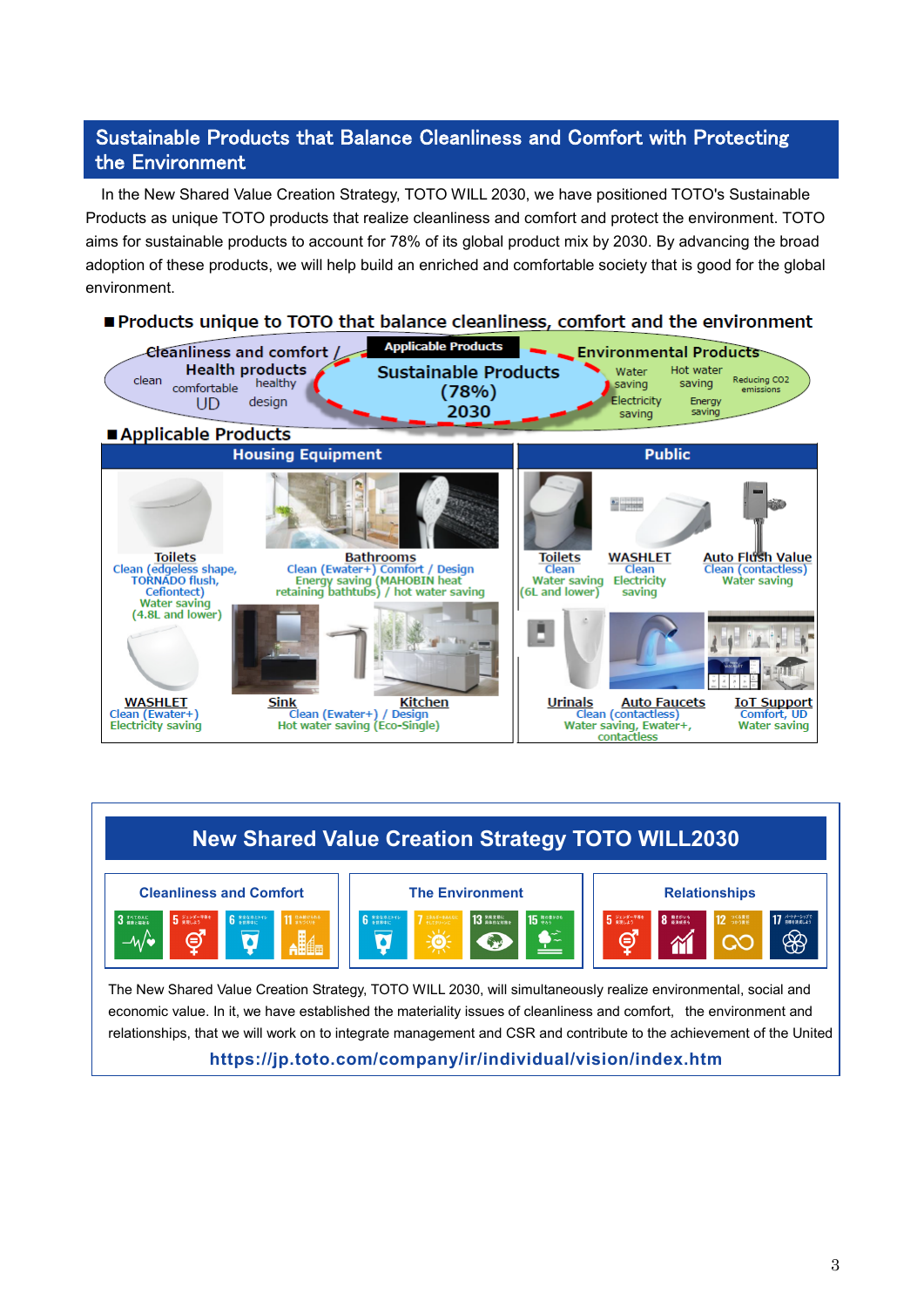## Sustainable Products that Balance Cleanliness and Comfort with Protecting the Environment

In the New Shared Value Creation Strategy, TOTO WILL 2030, we have positioned TOTO's Sustainable Products as unique TOTO products that realize cleanliness and comfort and protect the environment. TOTO aims for sustainable products to account for 78% of its global product mix by 2030. By advancing the broad adoption of these products, we will help build an enriched and comfortable society that is good for the global environment.

### ■Products unique to TOTO that balance cleanliness, comfort and the environment

Cleanliness and comfort / Health products
clean
comfortable
healthy
UD
design

Applicable Products
Sustainable Products
(78%)
2030

Environmental Products
Water saving
Hot water saving
Reducing CO2 emissions
Electricity saving
Energy saving

### ■Applicable Products

**Housing Equipment**

**Toilets**
Clean (edgeless shape, TORNADO flush, Cefiontect)
Water saving (4.8L and lower)

**Bathrooms**
Clean (Ewater+) Comfort / Design
Energy saving (MAHOBIN heat retaining bathtubs) / hot water saving

**WASHLET**
Clean (Ewater+)
Electricity saving

**Sink**
Clean (Ewater+) / Design

**Kitchen**
Hot water saving (Eco-Single)

**Public**

**Toilets**
Clean
Water saving (6L and lower)

**WASHLET**
Clean
Electricity saving

**Auto Flush Value**
Clean (contactless)
Water saving

**Urinals**

**Auto Faucets**
Clean (contactless)
Water saving, Ewater+, contactless

**IoT Support**
Comfort, UD
Water saving

## New Shared Value Creation Strategy TOTO WILL2030

| Cleanliness and Comfort | The Environment | Relationships |
|---|---|---|
| 3, 5, 6, 11 | 6, 7, 13, 15 | 5, 8, 12, 17 |

The New Shared Value Creation Strategy, TOTO WILL 2030, will simultaneously realize environmental, social and economic value. In it, we have established the materiality issues of cleanliness and comfort, the environment and relationships, that we will work on to integrate management and CSR and contribute to the achievement of the United

https://jp.toto.com/company/ir/individual/vision/index.htm